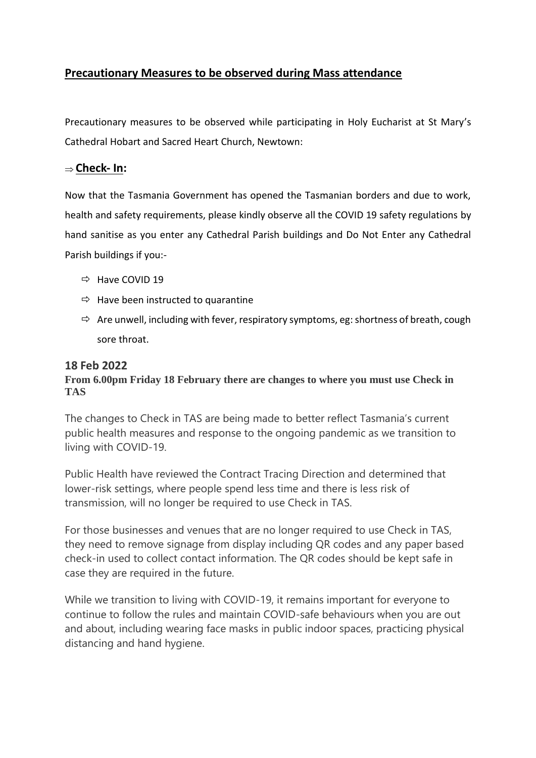## Precautionary Measures to be observed during Mass attendance

Precautionary measures to be observed while participating in Holy Eucharist at St Mary's Cathedral Hobart and Sacred Heart Church, Newtown:

### ⇒ Check- In:

Now that the Tasmania Government has opened the Tasmanian borders and due to work, health and safety requirements, please kindly observe all the COVID 19 safety regulations by hand sanitise as you enter any Cathedral Parish buildings and Do Not Enter any Cathedral Parish buildings if you:-

- ⇨ Have COVID 19
- ⇨ Have been instructed to quarantine
- ⇨ Are unwell, including with fever, respiratory symptoms, eg: shortness of breath, cough sore throat.

### 18 Feb 2022

**From 6.00pm Friday 18 February there are changes to where you must use Check in TAS**

The changes to Check in TAS are being made to better reflect Tasmania's current public health measures and response to the ongoing pandemic as we transition to living with COVID-19.

Public Health have reviewed the Contract Tracing Direction and determined that lower-risk settings, where people spend less time and there is less risk of transmission, will no longer be required to use Check in TAS.

For those businesses and venues that are no longer required to use Check in TAS, they need to remove signage from display including QR codes and any paper based check-in used to collect contact information. The QR codes should be kept safe in case they are required in the future.

While we transition to living with COVID-19, it remains important for everyone to continue to follow the rules and maintain COVID-safe behaviours when you are out and about, including wearing face masks in public indoor spaces, practicing physical distancing and hand hygiene.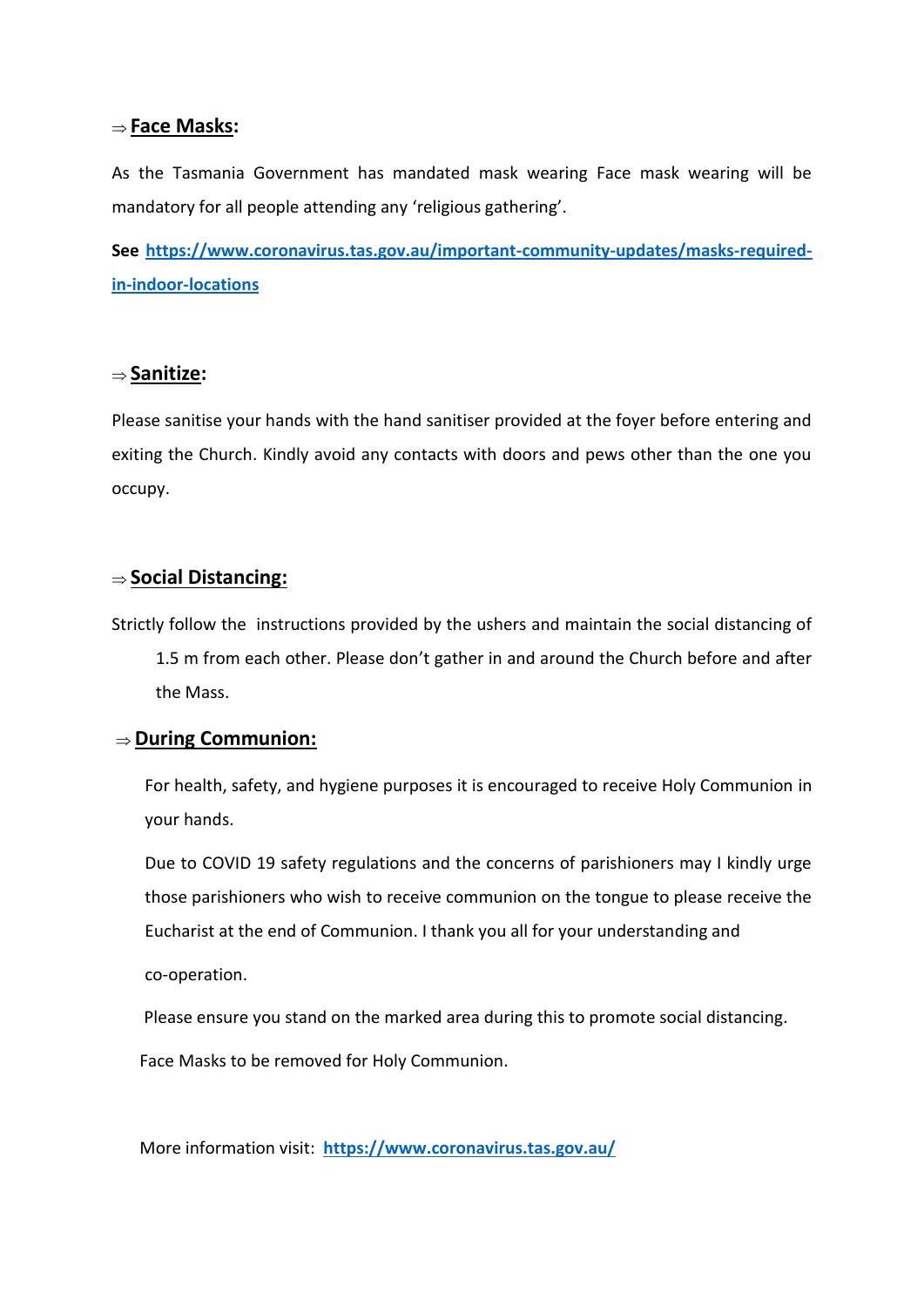⇒ **Face Masks:**

As the Tasmania Government has mandated mask wearing Face mask wearing will be mandatory for all people attending any 'religious gathering'.

**See [https://www.coronavirus.tas.gov.au/important-community-updates/masks-required-in-indoor-locations](https://www.coronavirus.tas.gov.au/important-community-updates/masks-required-in-indoor-locations)**

⇒ **Sanitize:**

Please sanitise your hands with the hand sanitiser provided at the foyer before entering and exiting the Church. Kindly avoid any contacts with doors and pews other than the one you occupy.

⇒ **Social Distancing:**

Strictly follow the instructions provided by the ushers and maintain the social distancing of 1.5 m from each other. Please don't gather in and around the Church before and after the Mass.

⇒ **During Communion:**

For health, safety, and hygiene purposes it is encouraged to receive Holy Communion in your hands.

Due to COVID 19 safety regulations and the concerns of parishioners may I kindly urge those parishioners who wish to receive communion on the tongue to please receive the Eucharist at the end of Communion. I thank you all for your understanding and co-operation.

Please ensure you stand on the marked area during this to promote social distancing.

Face Masks to be removed for Holy Communion.

More information visit: **[https://www.coronavirus.tas.gov.au/](https://www.coronavirus.tas.gov.au/)**